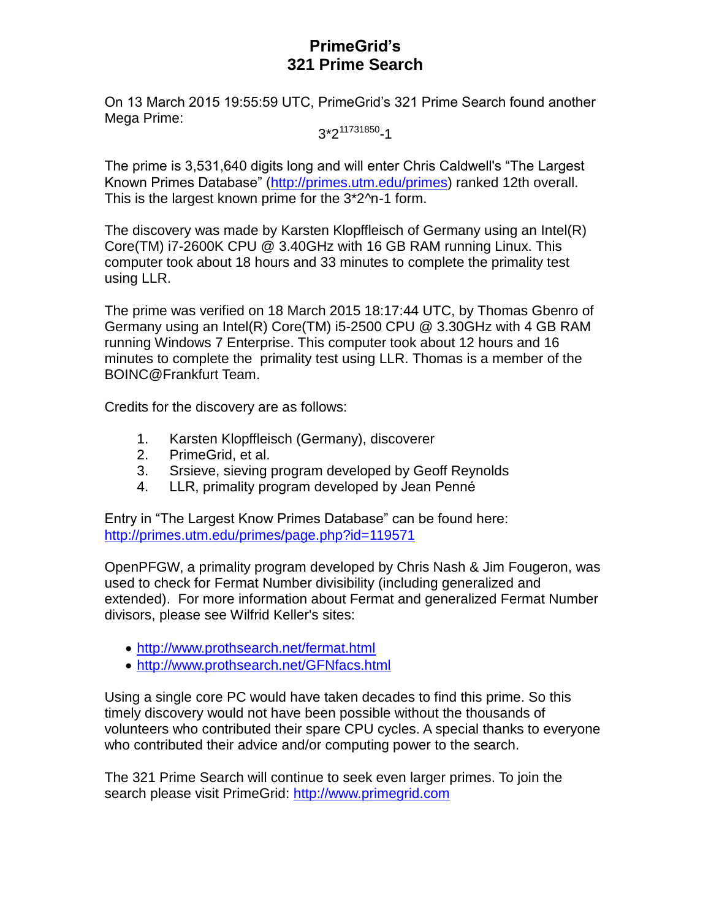# PrimeGrid's 321 Prime Search

On 13 March 2015 19:55:59 UTC, PrimeGrid's 321 Prime Search found another Mega Prime:

$$3*2^{11731850}-1$$

The prime is 3,531,640 digits long and will enter Chris Caldwell's "The Largest Known Primes Database" (http://primes.utm.edu/primes) ranked 12th overall. This is the largest known prime for the 3*2^n-1 form.

The discovery was made by Karsten Klopffleisch of Germany using an Intel(R) Core(TM) i7-2600K CPU @ 3.40GHz with 16 GB RAM running Linux. This computer took about 18 hours and 33 minutes to complete the primality test using LLR.

The prime was verified on 18 March 2015 18:17:44 UTC, by Thomas Gbenro of Germany using an Intel(R) Core(TM) i5-2500 CPU @ 3.30GHz with 4 GB RAM running Windows 7 Enterprise. This computer took about 12 hours and 16 minutes to complete the primality test using LLR. Thomas is a member of the BOINC@Frankfurt Team.

Credits for the discovery are as follows:

1. Karsten Klopffleisch (Germany), discoverer
2. PrimeGrid, et al.
3. Srsieve, sieving program developed by Geoff Reynolds
4. LLR, primality program developed by Jean Penné

Entry in "The Largest Know Primes Database" can be found here: http://primes.utm.edu/primes/page.php?id=119571

OpenPFGW, a primality program developed by Chris Nash & Jim Fougeron, was used to check for Fermat Number divisibility (including generalized and extended). For more information about Fermat and generalized Fermat Number divisors, please see Wilfrid Keller's sites:

- http://www.prothsearch.net/fermat.html
- http://www.prothsearch.net/GFNfacs.html

Using a single core PC would have taken decades to find this prime. So this timely discovery would not have been possible without the thousands of volunteers who contributed their spare CPU cycles. A special thanks to everyone who contributed their advice and/or computing power to the search.

The 321 Prime Search will continue to seek even larger primes. To join the search please visit PrimeGrid: http://www.primegrid.com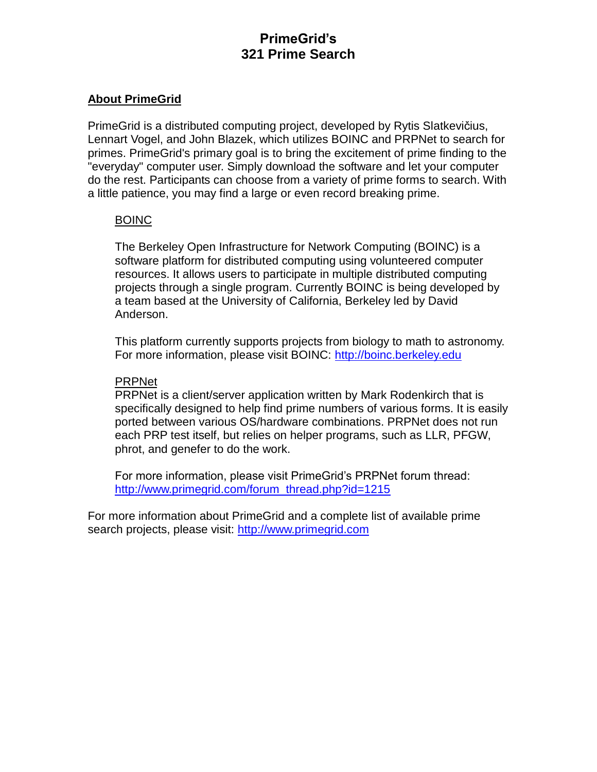# PrimeGrid's
# 321 Prime Search

## About PrimeGrid

PrimeGrid is a distributed computing project, developed by Rytis Slatkevičius, Lennart Vogel, and John Blazek, which utilizes BOINC and PRPNet to search for primes. PrimeGrid's primary goal is to bring the excitement of prime finding to the "everyday" computer user. Simply download the software and let your computer do the rest. Participants can choose from a variety of prime forms to search. With a little patience, you may find a large or even record breaking prime.

### BOINC

The Berkeley Open Infrastructure for Network Computing (BOINC) is a software platform for distributed computing using volunteered computer resources. It allows users to participate in multiple distributed computing projects through a single program. Currently BOINC is being developed by a team based at the University of California, Berkeley led by David Anderson.

This platform currently supports projects from biology to math to astronomy. For more information, please visit BOINC: http://boinc.berkeley.edu

### PRPNet

PRPNet is a client/server application written by Mark Rodenkirch that is specifically designed to help find prime numbers of various forms. It is easily ported between various OS/hardware combinations. PRPNet does not run each PRP test itself, but relies on helper programs, such as LLR, PFGW, phrot, and genefer to do the work.

For more information, please visit PrimeGrid's PRPNet forum thread: http://www.primegrid.com/forum_thread.php?id=1215

For more information about PrimeGrid and a complete list of available prime search projects, please visit: http://www.primegrid.com